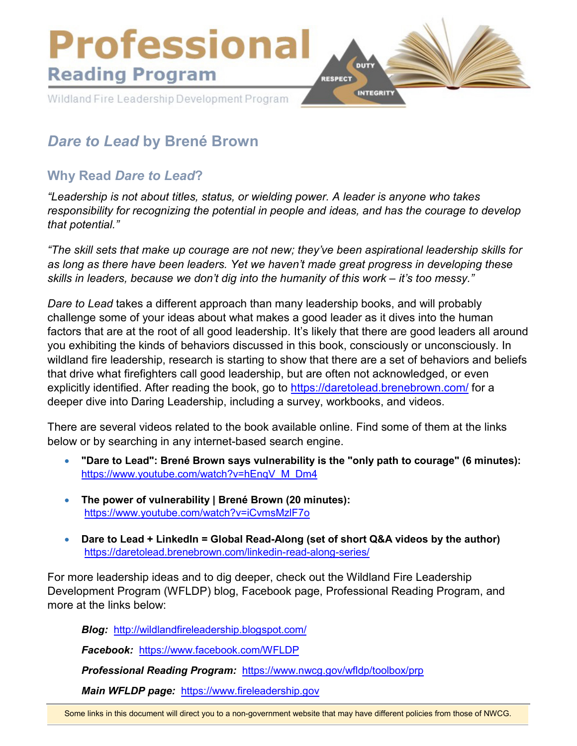# Professional Reading Program

Wildland Fire Leadership Development Program

DUTY RESPECT INTEGRITY

## *Dare to Lead* by Brené Brown

### Why Read *Dare to Lead*?

*"Leadership is not about titles, status, or wielding power. A leader is anyone who takes responsibility for recognizing the potential in people and ideas, and has the courage to develop that potential."*

*"The skill sets that make up courage are not new; they've been aspirational leadership skills for as long as there have been leaders. Yet we haven't made great progress in developing these skills in leaders, because we don't dig into the humanity of this work – it's too messy."*

*Dare to Lead* takes a different approach than many leadership books, and will probably challenge some of your ideas about what makes a good leader as it dives into the human factors that are at the root of all good leadership. It's likely that there are good leaders all around you exhibiting the kinds of behaviors discussed in this book, consciously or unconsciously. In wildland fire leadership, research is starting to show that there are a set of behaviors and beliefs that drive what firefighters call good leadership, but are often not acknowledged, or even explicitly identified. After reading the book, go to https://daretolead.brenebrown.com/ for a deeper dive into Daring Leadership, including a survey, workbooks, and videos.

There are several videos related to the book available online. Find some of them at the links below or by searching in any internet-based search engine.

- **"Dare to Lead": Brené Brown says vulnerability is the "only path to courage" (6 minutes):** https://www.youtube.com/watch?v=hEnqV_M_Dm4
- **The power of vulnerability | Brené Brown (20 minutes):** https://www.youtube.com/watch?v=iCvmsMzlF7o
- **Dare to Lead + LinkedIn = Global Read-Along (set of short Q&A videos by the author)** https://daretolead.brenebrown.com/linkedin-read-along-series/

For more leadership ideas and to dig deeper, check out the Wildland Fire Leadership Development Program (WFLDP) blog, Facebook page, Professional Reading Program, and more at the links below:

***Blog:*** http://wildlandfireleadership.blogspot.com/

***Facebook:*** https://www.facebook.com/WFLDP

***Professional Reading Program:*** https://www.nwcg.gov/wfldp/toolbox/prp

***Main WFLDP page:*** https://www.fireleadership.gov

Some links in this document will direct you to a non-government website that may have different policies from those of NWCG.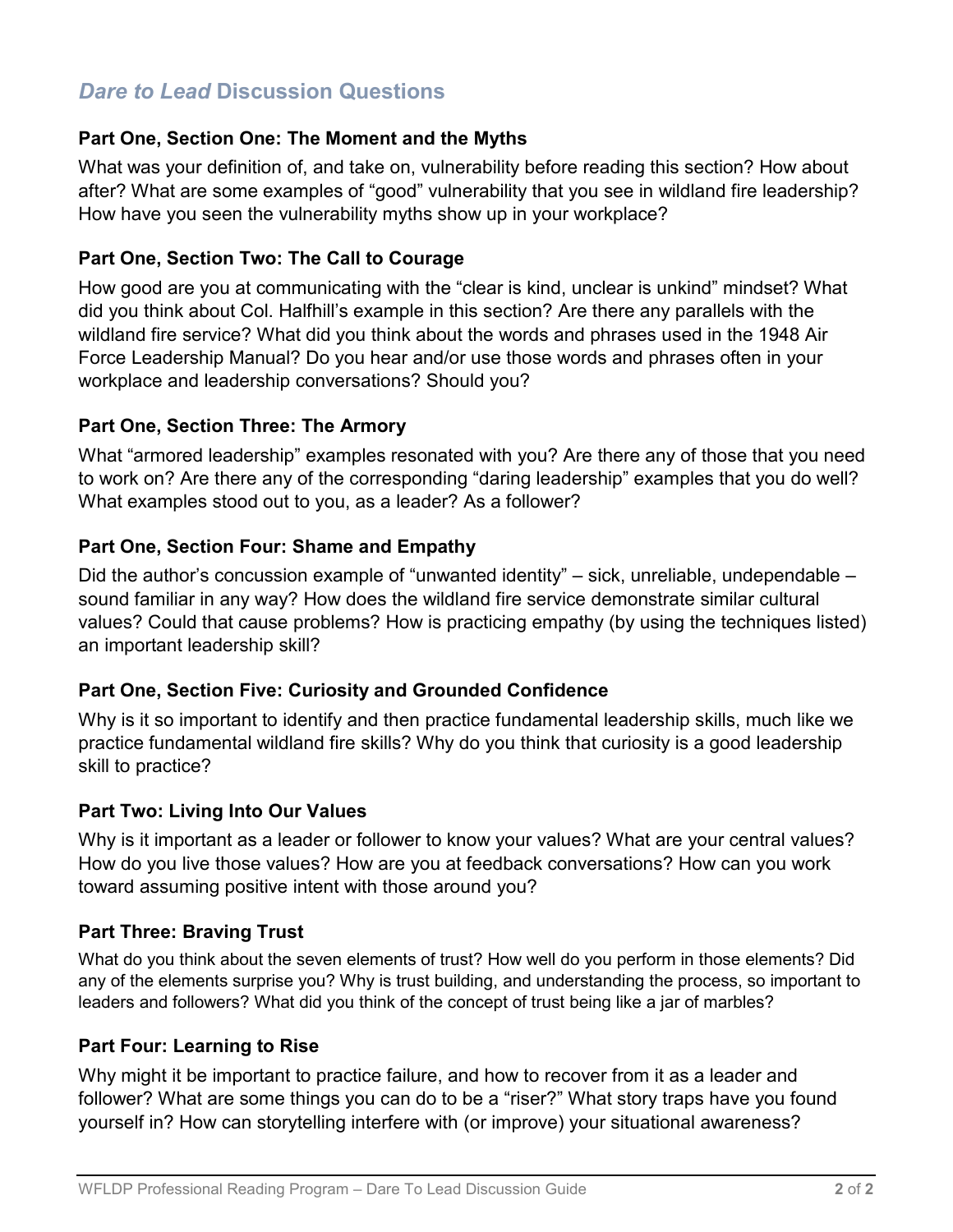## *Dare to Lead* Discussion Questions

### Part One, Section One: The Moment and the Myths

What was your definition of, and take on, vulnerability before reading this section? How about after? What are some examples of "good" vulnerability that you see in wildland fire leadership? How have you seen the vulnerability myths show up in your workplace?

### Part One, Section Two: The Call to Courage

How good are you at communicating with the "clear is kind, unclear is unkind" mindset? What did you think about Col. Halfhill's example in this section? Are there any parallels with the wildland fire service? What did you think about the words and phrases used in the 1948 Air Force Leadership Manual? Do you hear and/or use those words and phrases often in your workplace and leadership conversations? Should you?

### Part One, Section Three: The Armory

What "armored leadership" examples resonated with you? Are there any of those that you need to work on? Are there any of the corresponding "daring leadership" examples that you do well? What examples stood out to you, as a leader? As a follower?

### Part One, Section Four: Shame and Empathy

Did the author's concussion example of "unwanted identity" – sick, unreliable, undependable – sound familiar in any way? How does the wildland fire service demonstrate similar cultural values? Could that cause problems? How is practicing empathy (by using the techniques listed) an important leadership skill?

### Part One, Section Five: Curiosity and Grounded Confidence

Why is it so important to identify and then practice fundamental leadership skills, much like we practice fundamental wildland fire skills? Why do you think that curiosity is a good leadership skill to practice?

### Part Two: Living Into Our Values

Why is it important as a leader or follower to know your values? What are your central values? How do you live those values? How are you at feedback conversations? How can you work toward assuming positive intent with those around you?

### Part Three: Braving Trust

What do you think about the seven elements of trust? How well do you perform in those elements? Did any of the elements surprise you? Why is trust building, and understanding the process, so important to leaders and followers? What did you think of the concept of trust being like a jar of marbles?

### Part Four: Learning to Rise

Why might it be important to practice failure, and how to recover from it as a leader and follower? What are some things you can do to be a "riser?" What story traps have you found yourself in? How can storytelling interfere with (or improve) your situational awareness?